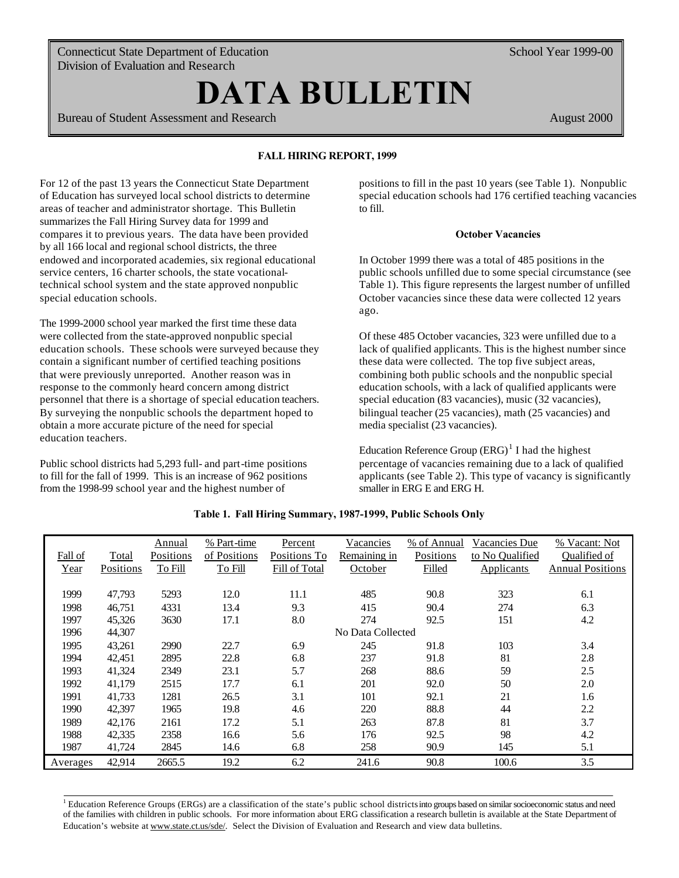Connecticut State Department of Education
Division of Evaluation and Research

School Year 1999-00

# DATA BULLETIN

Bureau of Student Assessment and Research

August 2000

## FALL HIRING REPORT, 1999

For 12 of the past 13 years the Connecticut State Department of Education has surveyed local school districts to determine areas of teacher and administrator shortage. This Bulletin summarizes the Fall Hiring Survey data for 1999 and compares it to previous years. The data have been provided by all 166 local and regional school districts, the three endowed and incorporated academies, six regional educational service centers, 16 charter schools, the state vocational-technical school system and the state approved nonpublic special education schools.

The 1999-2000 school year marked the first time these data were collected from the state-approved nonpublic special education schools. These schools were surveyed because they contain a significant number of certified teaching positions that were previously unreported. Another reason was in response to the commonly heard concern among district personnel that there is a shortage of special education teachers. By surveying the nonpublic schools the department hoped to obtain a more accurate picture of the need for special education teachers.

Public school districts had 5,293 full- and part-time positions to fill for the fall of 1999. This is an increase of 962 positions from the 1998-99 school year and the highest number of positions to fill in the past 10 years (see Table 1). Nonpublic special education schools had 176 certified teaching vacancies to fill.

### October Vacancies

In October 1999 there was a total of 485 positions in the public schools unfilled due to some special circumstance (see Table 1). This figure represents the largest number of unfilled October vacancies since these data were collected 12 years ago.

Of these 485 October vacancies, 323 were unfilled due to a lack of qualified applicants. This is the highest number since these data were collected. The top five subject areas, combining both public schools and the nonpublic special education schools, with a lack of qualified applicants were special education (83 vacancies), music (32 vacancies), bilingual teacher (25 vacancies), math (25 vacancies) and media specialist (23 vacancies).

Education Reference Group (ERG)[1] I had the highest percentage of vacancies remaining due to a lack of qualified applicants (see Table 2). This type of vacancy is significantly smaller in ERG E and ERG H.

**Table 1. Fall Hiring Summary, 1987-1999, Public Schools Only**

| Fall of Year | Total Positions | Annual Positions To Fill | % Part-time of Positions To Fill | Percent Positions To Fill of Total | Vacancies Remaining in October | % of Annual Positions Filled | Vacancies Due to No Qualified Applicants | % Vacant: Not Qualified of Annual Positions |
|---|---|---|---|---|---|---|---|---|
| 1999 | 47,793 | 5293 | 12.0 | 11.1 | 485 | 90.8 | 323 | 6.1 |
| 1998 | 46,751 | 4331 | 13.4 | 9.3 | 415 | 90.4 | 274 | 6.3 |
| 1997 | 45,326 | 3630 | 17.1 | 8.0 | 274 | 92.5 | 151 | 4.2 |
| 1996 | 44,307 | | | | No Data Collected | | | |
| 1995 | 43,261 | 2990 | 22.7 | 6.9 | 245 | 91.8 | 103 | 3.4 |
| 1994 | 42,451 | 2895 | 22.8 | 6.8 | 237 | 91.8 | 81 | 2.8 |
| 1993 | 41,324 | 2349 | 23.1 | 5.7 | 268 | 88.6 | 59 | 2.5 |
| 1992 | 41,179 | 2515 | 17.7 | 6.1 | 201 | 92.0 | 50 | 2.0 |
| 1991 | 41,733 | 1281 | 26.5 | 3.1 | 101 | 92.1 | 21 | 1.6 |
| 1990 | 42,397 | 1965 | 19.8 | 4.6 | 220 | 88.8 | 44 | 2.2 |
| 1989 | 42,176 | 2161 | 17.2 | 5.1 | 263 | 87.8 | 81 | 3.7 |
| 1988 | 42,335 | 2358 | 16.6 | 5.6 | 176 | 92.5 | 98 | 4.2 |
| 1987 | 41,724 | 2845 | 14.6 | 6.8 | 258 | 90.9 | 145 | 5.1 |
| Averages | 42,914 | 2665.5 | 19.2 | 6.2 | 241.6 | 90.8 | 100.6 | 3.5 |

[1] Education Reference Groups (ERGs) are a classification of the state's public school districts into groups based on similar socioeconomic status and need of the families with children in public schools. For more information about ERG classification a research bulletin is available at the State Department of Education's website at www.state.ct.us/sde/. Select the Division of Evaluation and Research and view data bulletins.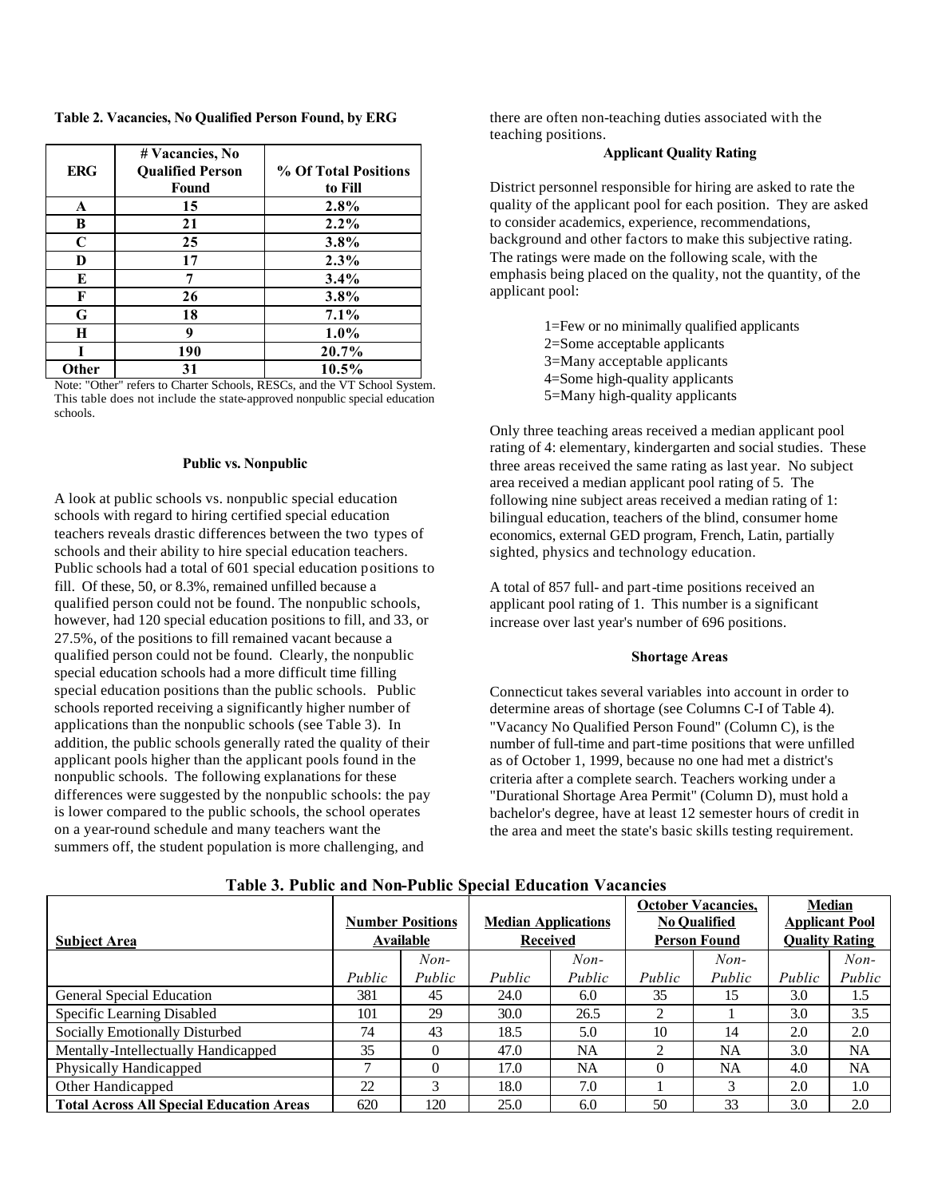**Table 2. Vacancies, No Qualified Person Found, by ERG**

| ERG | # Vacancies, No Qualified Person Found | % Of Total Positions to Fill |
|---|---|---|
| A | 15 | 2.8% |
| B | 21 | 2.2% |
| C | 25 | 3.8% |
| D | 17 | 2.3% |
| E | 7 | 3.4% |
| F | 26 | 3.8% |
| G | 18 | 7.1% |
| H | 9 | 1.0% |
| I | 190 | 20.7% |
| Other | 31 | 10.5% |

Note: "Other" refers to Charter Schools, RESCs, and the VT School System. This table does not include the state-approved nonpublic special education schools.

### Public vs. Nonpublic

A look at public schools vs. nonpublic special education schools with regard to hiring certified special education teachers reveals drastic differences between the two types of schools and their ability to hire special education teachers. Public schools had a total of 601 special education positions to fill. Of these, 50, or 8.3%, remained unfilled because a qualified person could not be found. The nonpublic schools, however, had 120 special education positions to fill, and 33, or 27.5%, of the positions to fill remained vacant because a qualified person could not be found. Clearly, the nonpublic special education schools had a more difficult time filling special education positions than the public schools. Public schools reported receiving a significantly higher number of applications than the nonpublic schools (see Table 3). In addition, the public schools generally rated the quality of their applicant pools higher than the applicant pools found in the nonpublic schools. The following explanations for these differences were suggested by the nonpublic schools: the pay is lower compared to the public schools, the school operates on a year-round schedule and many teachers want the summers off, the student population is more challenging, and there are often non-teaching duties associated with the teaching positions.

### Applicant Quality Rating

District personnel responsible for hiring are asked to rate the quality of the applicant pool for each position. They are asked to consider academics, experience, recommendations, background and other factors to make this subjective rating. The ratings were made on the following scale, with the emphasis being placed on the quality, not the quantity, of the applicant pool:

1=Few or no minimally qualified applicants  
2=Some acceptable applicants  
3=Many acceptable applicants  
4=Some high-quality applicants  
5=Many high-quality applicants

Only three teaching areas received a median applicant pool rating of 4: elementary, kindergarten and social studies. These three areas received the same rating as last year. No subject area received a median applicant pool rating of 5. The following nine subject areas received a median rating of 1: bilingual education, teachers of the blind, consumer home economics, external GED program, French, Latin, partially sighted, physics and technology education.

A total of 857 full- and part-time positions received an applicant pool rating of 1. This number is a significant increase over last year's number of 696 positions.

### Shortage Areas

Connecticut takes several variables into account in order to determine areas of shortage (see Columns C-I of Table 4). "Vacancy No Qualified Person Found" (Column C), is the number of full-time and part-time positions that were unfilled as of October 1, 1999, because no one had met a district's criteria after a complete search. Teachers working under a "Durational Shortage Area Permit" (Column D), must hold a bachelor's degree, have at least 12 semester hours of credit in the area and meet the state's basic skills testing requirement.

**Table 3. Public and Non-Public Special Education Vacancies**

| Subject Area | Number Positions Available | | Median Applications Received | | October Vacancies, No Qualified Person Found | | Median Applicant Pool Quality Rating | |
|---|---|---|---|---|---|---|---|---|
| | *Public* | *Non-Public* | *Public* | *Non-Public* | *Public* | *Non-Public* | *Public* | *Non-Public* |
| General Special Education | 381 | 45 | 24.0 | 6.0 | 35 | 15 | 3.0 | 1.5 |
| Specific Learning Disabled | 101 | 29 | 30.0 | 26.5 | 2 | 1 | 3.0 | 3.5 |
| Socially Emotionally Disturbed | 74 | 43 | 18.5 | 5.0 | 10 | 14 | 2.0 | 2.0 |
| Mentally-Intellectually Handicapped | 35 | 0 | 47.0 | NA | 2 | NA | 3.0 | NA |
| Physically Handicapped | 7 | 0 | 17.0 | NA | 0 | NA | 4.0 | NA |
| Other Handicapped | 22 | 3 | 18.0 | 7.0 | 1 | 3 | 2.0 | 1.0 |
| **Total Across All Special Education Areas** | 620 | 120 | 25.0 | 6.0 | 50 | 33 | 3.0 | 2.0 |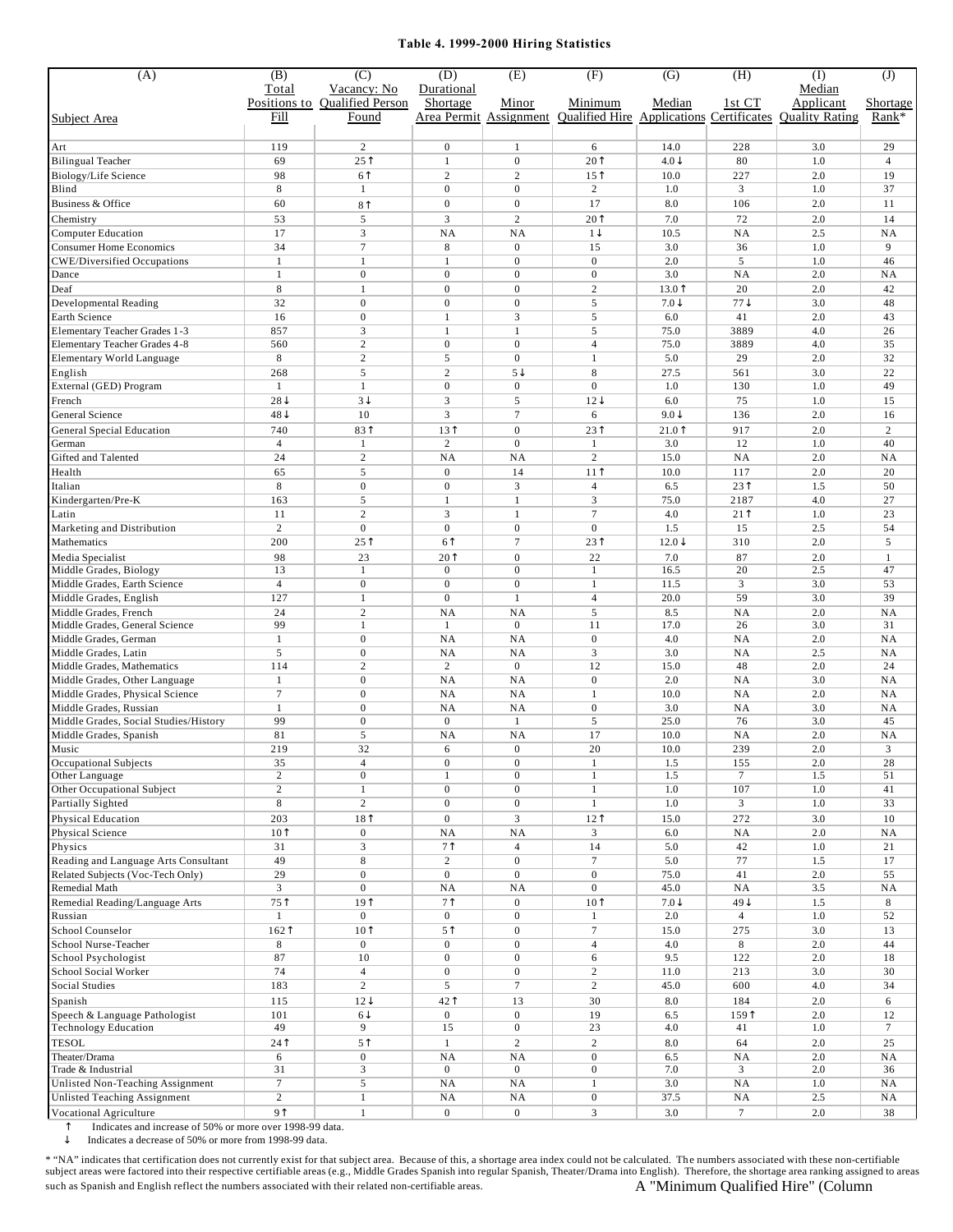**Table 4. 1999-2000 Hiring Statistics**

| (A) Subject Area | (B) Total Positions to Fill | (C) Vacancy: No Qualified Person Found | (D) Durational Shortage Area Permit | (E) Minor Assignment | (F) Minimum Qualified Hire | (G) Median Applications | (H) 1st CT Certificates | (I) Median Applicant Quality Rating | (J) Shortage Rank* |
|---|---|---|---|---|---|---|---|---|---|
| Art | 119 | 2 | 0 | 1 | 6 | 14.0 | 228 | 3.0 | 29 |
| Bilingual Teacher | 69 | 25↑ | 1 | 0 | 20↑ | 4.0↓ | 80 | 1.0 | 4 |
| Biology/Life Science | 98 | 6↑ | 2 | 2 | 15↑ | 10.0 | 227 | 2.0 | 19 |
| Blind | 8 | 1 | 0 | 0 | 2 | 1.0 | 3 | 1.0 | 37 |
| Business & Office | 60 | 8↑ | 0 | 0 | 17 | 8.0 | 106 | 2.0 | 11 |
| Chemistry | 53 | 5 | 3 | 2 | 20↑ | 7.0 | 72 | 2.0 | 14 |
| Computer Education | 17 | 3 | NA | NA | 1↓ | 10.5 | NA | 2.5 | NA |
| Consumer Home Economics | 34 | 7 | 8 | 0 | 15 | 3.0 | 36 | 1.0 | 9 |
| CWE/Diversified Occupations | 1 | 1 | 1 | 0 | 0 | 2.0 | 5 | 1.0 | 46 |
| Dance | 1 | 0 | 0 | 0 | 0 | 3.0 | NA | 2.0 | NA |
| Deaf | 8 | 1 | 0 | 0 | 2 | 13.0↑ | 20 | 2.0 | 42 |
| Developmental Reading | 32 | 0 | 0 | 0 | 5 | 7.0↓ | 77↓ | 3.0 | 48 |
| Earth Science | 16 | 0 | 1 | 3 | 5 | 6.0 | 41 | 2.0 | 43 |
| Elementary Teacher Grades 1-3 | 857 | 3 | 1 | 1 | 5 | 75.0 | 3889 | 4.0 | 26 |
| Elementary Teacher Grades 4-8 | 560 | 2 | 0 | 0 | 4 | 75.0 | 3889 | 4.0 | 35 |
| Elementary World Language | 8 | 2 | 5 | 0 | 1 | 5.0 | 29 | 2.0 | 32 |
| English | 268 | 5 | 2 | 5↓ | 8 | 27.5 | 561 | 3.0 | 22 |
| External (GED) Program | 1 | 1 | 0 | 0 | 0 | 1.0 | 130 | 1.0 | 49 |
| French | 28↓ | 3↓ | 3 | 5 | 12↓ | 6.0 | 75 | 1.0 | 15 |
| General Science | 48↓ | 10 | 3 | 7 | 6 | 9.0↓ | 136 | 2.0 | 16 |
| General Special Education | 740 | 83↑ | 13↑ | 0 | 23↑ | 21.0↑ | 917 | 2.0 | 2 |
| German | 4 | 1 | 2 | 0 | 1 | 3.0 | 12 | 1.0 | 40 |
| Gifted and Talented | 24 | 2 | NA | NA | 2 | 15.0 | NA | 2.0 | NA |
| Health | 65 | 5 | 0 | 14 | 11↑ | 10.0 | 117 | 2.0 | 20 |
| Italian | 8 | 0 | 0 | 3 | 4 | 6.5 | 23↑ | 1.5 | 50 |
| Kindergarten/Pre-K | 163 | 5 | 1 | 1 | 3 | 75.0 | 2187 | 4.0 | 27 |
| Latin | 11 | 2 | 3 | 1 | 7 | 4.0 | 21↑ | 1.0 | 23 |
| Marketing and Distribution | 2 | 0 | 0 | 0 | 0 | 1.5 | 15 | 2.5 | 54 |
| Mathematics | 200 | 25↑ | 6↑ | 7 | 23↑ | 12.0↓ | 310 | 2.0 | 5 |
| Media Specialist | 98 | 23 | 20↑ | 0 | 22 | 7.0 | 87 | 2.0 | 1 |
| Middle Grades, Biology | 13 | 1 | 0 | 0 | 1 | 16.5 | 20 | 2.5 | 47 |
| Middle Grades, Earth Science | 4 | 0 | 0 | 0 | 1 | 11.5 | 3 | 3.0 | 53 |
| Middle Grades, English | 127 | 1 | 0 | 1 | 4 | 20.0 | 59 | 3.0 | 39 |
| Middle Grades, French | 24 | 2 | NA | NA | 5 | 8.5 | NA | 2.0 | NA |
| Middle Grades, General Science | 99 | 1 | 1 | 0 | 11 | 17.0 | 26 | 3.0 | 31 |
| Middle Grades, German | 1 | 0 | NA | NA | 0 | 4.0 | NA | 2.0 | NA |
| Middle Grades, Latin | 5 | 0 | NA | NA | 3 | 3.0 | NA | 2.5 | NA |
| Middle Grades, Mathematics | 114 | 2 | 2 | 0 | 12 | 15.0 | 48 | 2.0 | 24 |
| Middle Grades, Other Language | 1 | 0 | NA | NA | 0 | 2.0 | NA | 3.0 | NA |
| Middle Grades, Physical Science | 7 | 0 | NA | NA | 1 | 10.0 | NA | 2.0 | NA |
| Middle Grades, Russian | 1 | 0 | NA | NA | 0 | 3.0 | NA | 3.0 | NA |
| Middle Grades, Social Studies/History | 99 | 0 | 0 | 1 | 5 | 25.0 | 76 | 3.0 | 45 |
| Middle Grades, Spanish | 81 | 5 | NA | NA | 17 | 10.0 | NA | 2.0 | NA |
| Music | 219 | 32 | 6 | 0 | 20 | 10.0 | 239 | 2.0 | 3 |
| Occupational Subjects | 35 | 4 | 0 | 0 | 1 | 1.5 | 155 | 2.0 | 28 |
| Other Language | 2 | 0 | 1 | 0 | 1 | 1.5 | 7 | 1.5 | 51 |
| Other Occupational Subject | 2 | 1 | 0 | 0 | 1 | 1.0 | 107 | 1.0 | 41 |
| Partially Sighted | 8 | 2 | 0 | 0 | 1 | 1.0 | 3 | 1.0 | 33 |
| Physical Education | 203 | 18↑ | 0 | 3 | 12↑ | 15.0 | 272 | 3.0 | 10 |
| Physical Science | 10↑ | 0 | NA | NA | 3 | 6.0 | NA | 2.0 | NA |
| Physics | 31 | 3 | 7↑ | 4 | 14 | 5.0 | 42 | 1.0 | 21 |
| Reading and Language Arts Consultant | 49 | 8 | 2 | 0 | 7 | 5.0 | 77 | 1.5 | 17 |
| Related Subjects (Voc-Tech Only) | 29 | 0 | 0 | 0 | 0 | 75.0 | 41 | 2.0 | 55 |
| Remedial Math | 3 | 0 | NA | NA | 0 | 45.0 | NA | 3.5 | NA |
| Remedial Reading/Language Arts | 75↑ | 19↑ | 7↑ | 0 | 10↑ | 7.0↓ | 49↓ | 1.5 | 8 |
| Russian | 1 | 0 | 0 | 0 | 1 | 2.0 | 4 | 1.0 | 52 |
| School Counselor | 162↑ | 10↑ | 5↑ | 0 | 7 | 15.0 | 275 | 3.0 | 13 |
| School Nurse-Teacher | 8 | 0 | 0 | 0 | 4 | 4.0 | 8 | 2.0 | 44 |
| School Psychologist | 87 | 10 | 0 | 0 | 6 | 9.5 | 122 | 2.0 | 18 |
| School Social Worker | 74 | 4 | 0 | 0 | 2 | 11.0 | 213 | 3.0 | 30 |
| Social Studies | 183 | 2 | 5 | 7 | 2 | 45.0 | 600 | 4.0 | 34 |
| Spanish | 115 | 12↓ | 42↑ | 13 | 30 | 8.0 | 184 | 2.0 | 6 |
| Speech & Language Pathologist | 101 | 6↓ | 0 | 0 | 19 | 6.5 | 159↑ | 2.0 | 12 |
| Technology Education | 49 | 9 | 15 | 0 | 23 | 4.0 | 41 | 1.0 | 7 |
| TESOL | 24↑ | 5↑ | 1 | 2 | 2 | 8.0 | 64 | 2.0 | 25 |
| Theater/Drama | 6 | 0 | NA | NA | 0 | 6.5 | NA | 2.0 | NA |
| Trade & Industrial | 31 | 3 | 0 | 0 | 0 | 7.0 | 3 | 2.0 | 36 |
| Unlisted Non-Teaching Assignment | 7 | 5 | NA | NA | 1 | 3.0 | NA | 1.0 | NA |
| Unlisted Teaching Assignment | 2 | 1 | NA | NA | 0 | 37.5 | NA | 2.5 | NA |
| Vocational Agriculture | 9↑ | 1 | 0 | 0 | 3 | 3.0 | 7 | 2.0 | 38 |

↑ Indicates and increase of 50% or more over 1998-99 data.

↓ Indicates a decrease of 50% or more from 1998-99 data.

* "NA" indicates that certification does not currently exist for that subject area. Because of this, a shortage area index could not be calculated. The numbers associated with these non-certifiable subject areas were factored into their respective certifiable areas (e.g., Middle Grades Spanish into regular Spanish, Theater/Drama into English). Therefore, the shortage area ranking assigned to areas such as Spanish and English reflect the numbers associated with their related non-certifiable areas.

A "Minimum Qualified Hire" (Column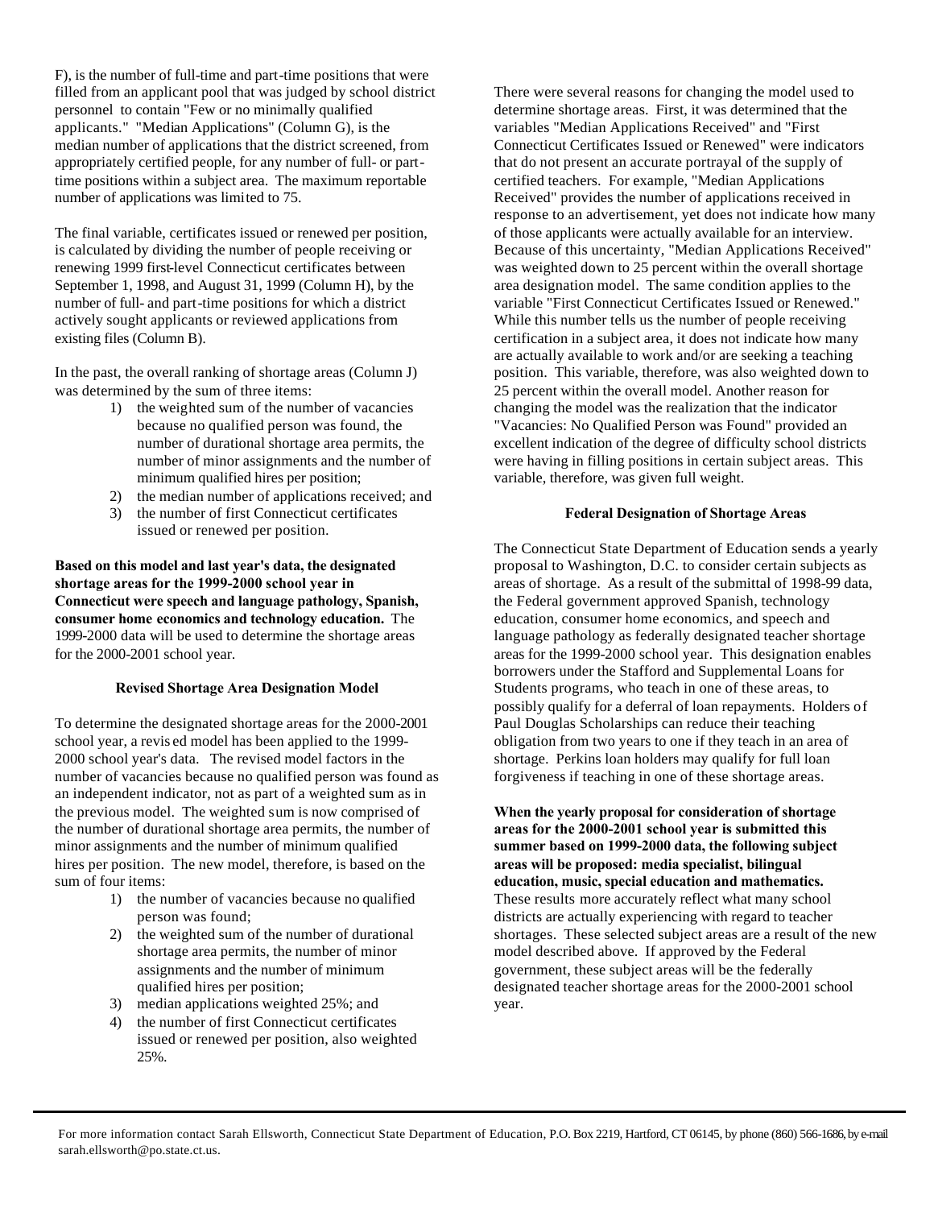F), is the number of full-time and part-time positions that were filled from an applicant pool that was judged by school district personnel to contain "Few or no minimally qualified applicants." "Median Applications" (Column G), is the median number of applications that the district screened, from appropriately certified people, for any number of full- or part-time positions within a subject area. The maximum reportable number of applications was limited to 75.

The final variable, certificates issued or renewed per position, is calculated by dividing the number of people receiving or renewing 1999 first-level Connecticut certificates between September 1, 1998, and August 31, 1999 (Column H), by the number of full- and part-time positions for which a district actively sought applicants or reviewed applications from existing files (Column B).

In the past, the overall ranking of shortage areas (Column J) was determined by the sum of three items:

1) the weighted sum of the number of vacancies because no qualified person was found, the number of durational shortage area permits, the number of minor assignments and the number of minimum qualified hires per position;
2) the median number of applications received; and
3) the number of first Connecticut certificates issued or renewed per position.

**Based on this model and last year's data, the designated shortage areas for the 1999-2000 school year in Connecticut were speech and language pathology, Spanish, consumer home economics and technology education.** The 1999-2000 data will be used to determine the shortage areas for the 2000-2001 school year.

### Revised Shortage Area Designation Model

To determine the designated shortage areas for the 2000-2001 school year, a revised model has been applied to the 1999-2000 school year's data. The revised model factors in the number of vacancies because no qualified person was found as an independent indicator, not as part of a weighted sum as in the previous model. The weighted sum is now comprised of the number of durational shortage area permits, the number of minor assignments and the number of minimum qualified hires per position. The new model, therefore, is based on the sum of four items:

1) the number of vacancies because no qualified person was found;
2) the weighted sum of the number of durational shortage area permits, the number of minor assignments and the number of minimum qualified hires per position;
3) median applications weighted 25%; and
4) the number of first Connecticut certificates issued or renewed per position, also weighted 25%.

There were several reasons for changing the model used to determine shortage areas. First, it was determined that the variables "Median Applications Received" and "First Connecticut Certificates Issued or Renewed" were indicators that do not present an accurate portrayal of the supply of certified teachers. For example, "Median Applications Received" provides the number of applications received in response to an advertisement, yet does not indicate how many of those applicants were actually available for an interview. Because of this uncertainty, "Median Applications Received" was weighted down to 25 percent within the overall shortage area designation model. The same condition applies to the variable "First Connecticut Certificates Issued or Renewed." While this number tells us the number of people receiving certification in a subject area, it does not indicate how many are actually available to work and/or are seeking a teaching position. This variable, therefore, was also weighted down to 25 percent within the overall model. Another reason for changing the model was the realization that the indicator "Vacancies: No Qualified Person was Found" provided an excellent indication of the degree of difficulty school districts were having in filling positions in certain subject areas. This variable, therefore, was given full weight.

### Federal Designation of Shortage Areas

The Connecticut State Department of Education sends a yearly proposal to Washington, D.C. to consider certain subjects as areas of shortage. As a result of the submittal of 1998-99 data, the Federal government approved Spanish, technology education, consumer home economics, and speech and language pathology as federally designated teacher shortage areas for the 1999-2000 school year. This designation enables borrowers under the Stafford and Supplemental Loans for Students programs, who teach in one of these areas, to possibly qualify for a deferral of loan repayments. Holders of Paul Douglas Scholarships can reduce their teaching obligation from two years to one if they teach in an area of shortage. Perkins loan holders may qualify for full loan forgiveness if teaching in one of these shortage areas.

**When the yearly proposal for consideration of shortage areas for the 2000-2001 school year is submitted this summer based on 1999-2000 data, the following subject areas will be proposed: media specialist, bilingual education, music, special education and mathematics.** These results more accurately reflect what many school districts are actually experiencing with regard to teacher shortages. These selected subject areas are a result of the new model described above. If approved by the Federal government, these subject areas will be the federally designated teacher shortage areas for the 2000-2001 school year.

---

For more information contact Sarah Ellsworth, Connecticut State Department of Education, P.O. Box 2219, Hartford, CT 06145, by phone (860) 566-1686, by e-mail sarah.ellsworth@po.state.ct.us.